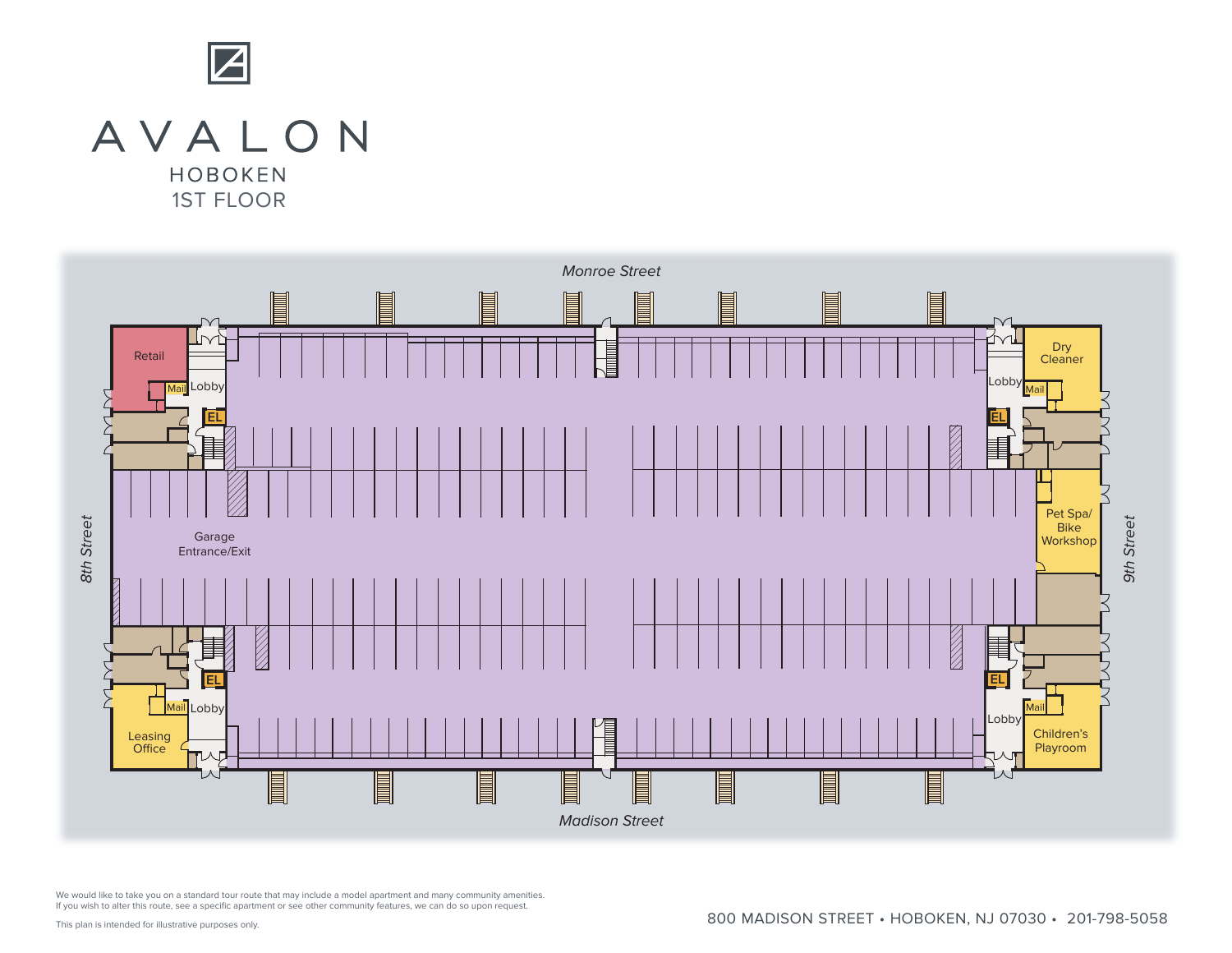# AVALON

## HOBOKEN

## 1ST FLOOR

Monroe Street

Retail

Mail

Lobby

EL

Dry Cleaner

Lobby

Mail

EL

8th Street

Garage Entrance/Exit

Pet Spa/ Bike Workshop

9th Street

EL

Mail

Lobby

Leasing Office

EL

Lobby

Mail

Children's Playroom

Madison Street

We would like to take you on a standard tour route that may include a model apartment and many community amenities.
If you wish to alter this route, see a specific apartment or see other community features, we can do so upon request.

This plan is intended for illustrative purposes only.

800 MADISON STREET • HOBOKEN, NJ 07030 • 201-798-5058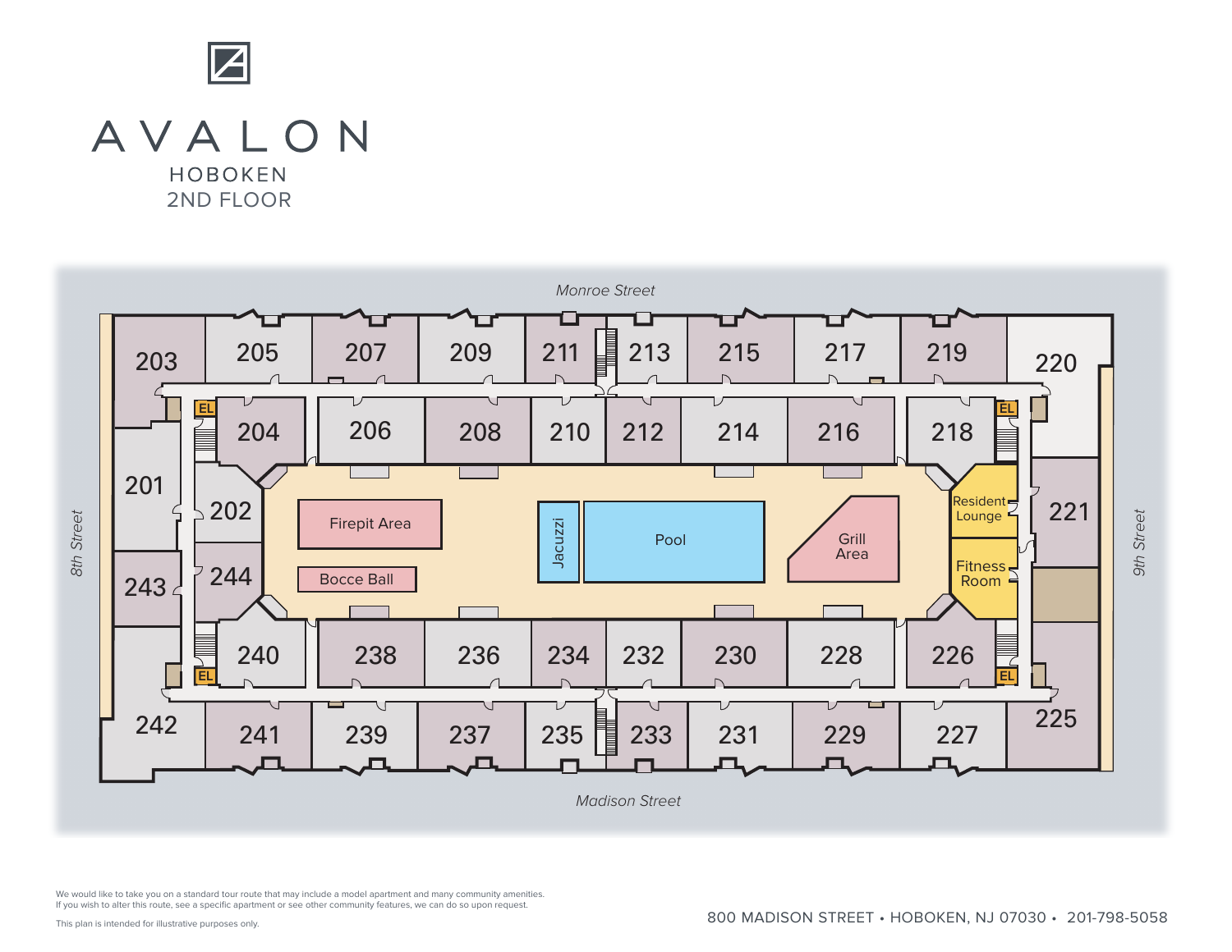# AVALON

HOBOKEN

2ND FLOOR

Monroe Street

203 205 207 209 211 213 215 217 219 220

204 206 208 210 212 214 216 218

201 202 Firepit Area Jacuzzi Pool Grill Area Resident Lounge 221

243 244 Bocce Ball Fitness Room

240 238 236 234 232 230 228 226

242 241 239 237 235 233 231 229 227 225

EL EL EL EL

8th Street

9th Street

Madison Street

We would like to take you on a standard tour route that may include a model apartment and many community amenities.
If you wish to alter this route, see a specific apartment or see other community features, we can do so upon request.

This plan is intended for illustrative purposes only.

800 MADISON STREET • HOBOKEN, NJ 07030 • 201-798-5058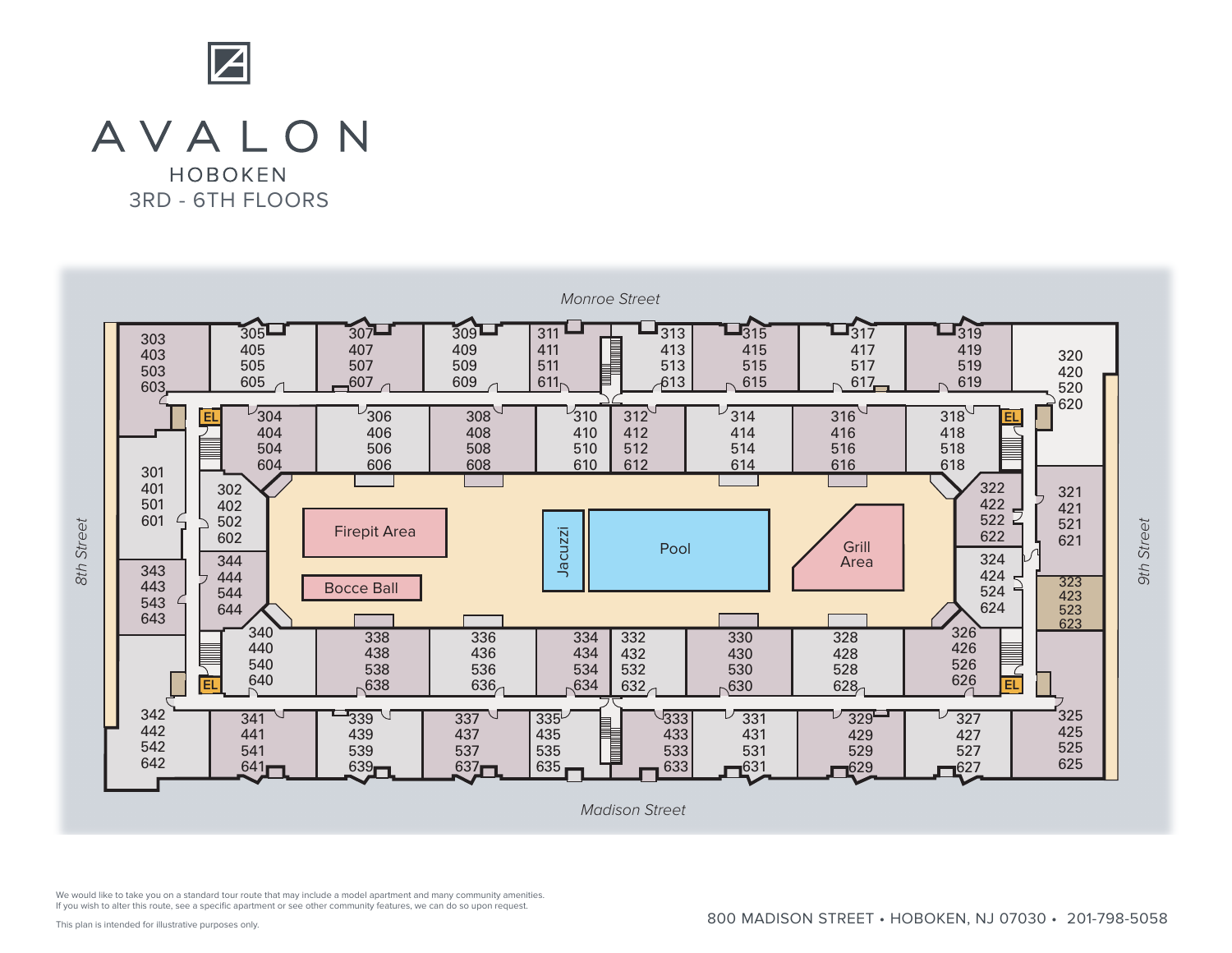# AVALON

HOBOKEN

3RD - 6TH FLOORS

*Monroe Street*

| | | | | | | | | | |
|---|---|---|---|---|---|---|---|---|---|
| 303 403 503 603 | 305 405 505 605 | 307 407 507 607 | 309 409 509 609 | 311 411 511 611 | 313 413 513 613 | 315 415 515 615 | 317 417 517 617 | 319 419 519 619 | 320 420 520 620 |

EL

| | | | | | | | |
|---|---|---|---|---|---|---|---|
| 304 404 504 604 | 306 406 506 606 | 308 408 508 608 | 310 410 510 610 | 312 412 512 612 | 314 414 514 614 | 316 416 516 616 | 318 418 518 618 |

EL

*8th Street*

301 401 501 601

302 402 502 602

343 443 543 643

344 444 544 644

Firepit Area

Bocce Ball

Jacuzzi

Pool

Grill Area

322 422 522 622

324 424 524 624

321 421 521 621

323 423 523 623

*9th Street*

EL

| | | | | | | | |
|---|---|---|---|---|---|---|---|
| 340 440 540 640 | 338 438 538 638 | 336 436 536 636 | 334 434 534 634 | 332 432 532 632 | 330 430 530 630 | 328 428 528 628 | 326 426 526 626 |

EL

| | | | | | | | | | |
|---|---|---|---|---|---|---|---|---|---|
| 342 442 542 642 | 341 441 541 641 | 339 439 539 639 | 337 437 537 637 | 335 435 535 635 | 333 433 533 633 | 331 431 531 631 | 329 429 529 629 | 327 427 527 627 | 325 425 525 625 |

*Madison Street*

We would like to take you on a standard tour route that may include a model apartment and many community amenities.
If you wish to alter this route, see a specific apartment or see other community features, we can do so upon request.

This plan is intended for illustrative purposes only.

800 MADISON STREET • HOBOKEN, NJ 07030 • 201-798-5058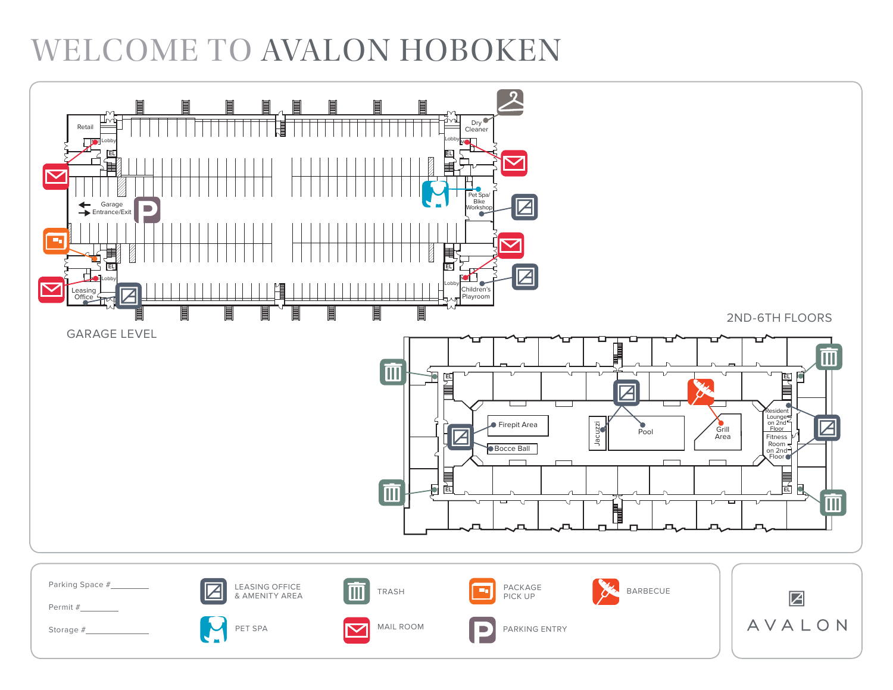# WELCOME TO AVALON HOBOKEN

## GARAGE LEVEL

Retail

Lobby

EL

Garage Entrance/Exit

Leasing Office

Dry Cleaner

Pet Spa/ Bike Workshop

Children's Playroom

## 2ND-6TH FLOORS

Firepit Area

Bocce Ball

Jacuzzi

Pool

Grill Area

Resident Lounge on 2nd Floor

Fitness Room on 2nd Floor

EL

Parking Space #_________

Permit #_________

Storage #_______________

LEASING OFFICE & AMENITY AREA

PET SPA

TRASH

MAIL ROOM

PACKAGE PICK UP

PARKING ENTRY

BARBECUE

AVALON